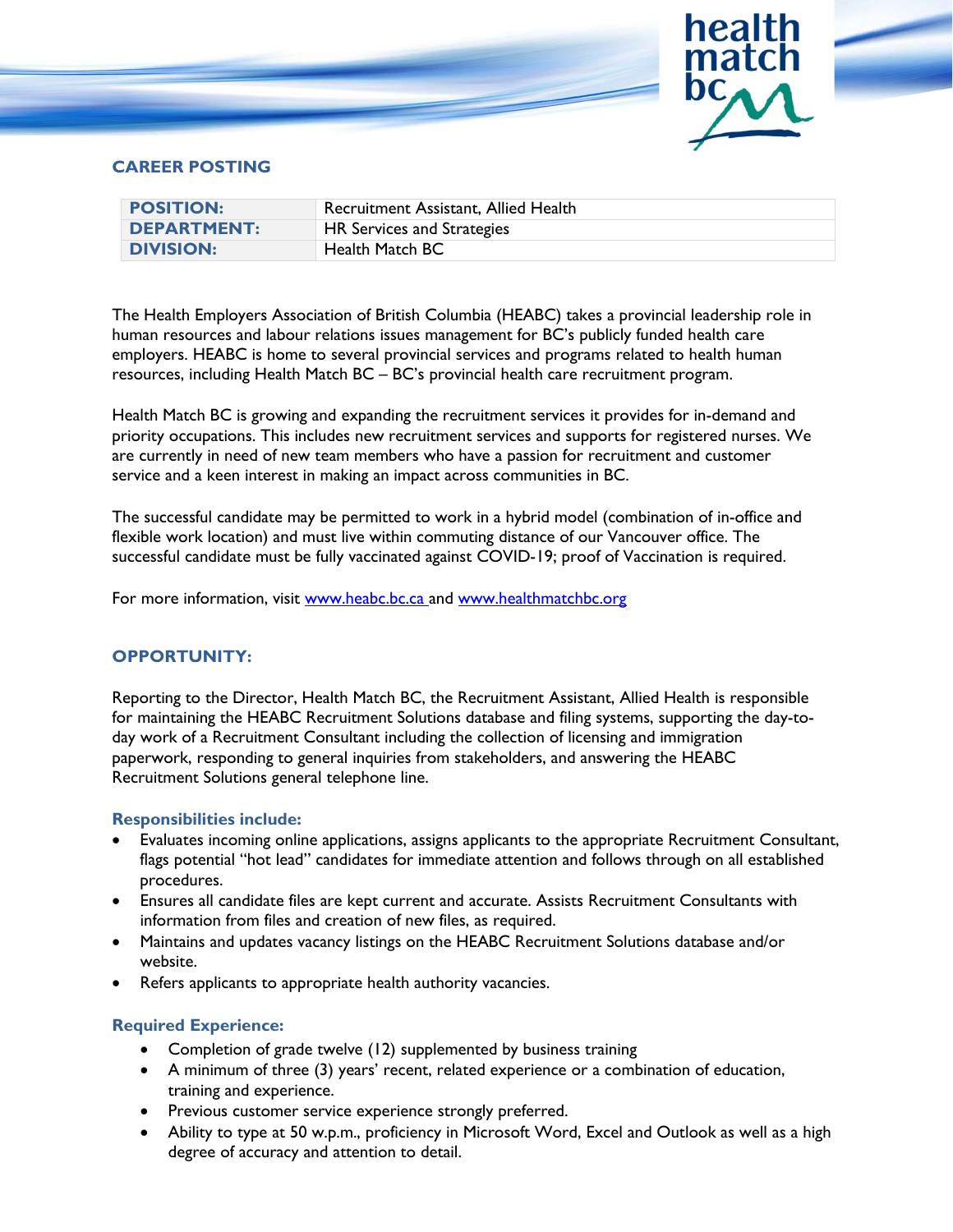## CAREER POSTING

| **POSITION:** | Recruitment Assistant, Allied Health |
|---|---|
| **DEPARTMENT:** | HR Services and Strategies |
| **DIVISION:** | Health Match BC |

The Health Employers Association of British Columbia (HEABC) takes a provincial leadership role in human resources and labour relations issues management for BC's publicly funded health care employers. HEABC is home to several provincial services and programs related to health human resources, including Health Match BC – BC's provincial health care recruitment program.

Health Match BC is growing and expanding the recruitment services it provides for in-demand and priority occupations. This includes new recruitment services and supports for registered nurses. We are currently in need of new team members who have a passion for recruitment and customer service and a keen interest in making an impact across communities in BC.

The successful candidate may be permitted to work in a hybrid model (combination of in-office and flexible work location) and must live within commuting distance of our Vancouver office. The successful candidate must be fully vaccinated against COVID-19; proof of Vaccination is required.

For more information, visit www.heabc.bc.ca and www.healthmatchbc.org

## OPPORTUNITY:

Reporting to the Director, Health Match BC, the Recruitment Assistant, Allied Health is responsible for maintaining the HEABC Recruitment Solutions database and filing systems, supporting the day-to-day work of a Recruitment Consultant including the collection of licensing and immigration paperwork, responding to general inquiries from stakeholders, and answering the HEABC Recruitment Solutions general telephone line.

### Responsibilities include:

- Evaluates incoming online applications, assigns applicants to the appropriate Recruitment Consultant, flags potential "hot lead" candidates for immediate attention and follows through on all established procedures.
- Ensures all candidate files are kept current and accurate. Assists Recruitment Consultants with information from files and creation of new files, as required.
- Maintains and updates vacancy listings on the HEABC Recruitment Solutions database and/or website.
- Refers applicants to appropriate health authority vacancies.

### Required Experience:

- Completion of grade twelve (12) supplemented by business training
- A minimum of three (3) years' recent, related experience or a combination of education, training and experience.
- Previous customer service experience strongly preferred.
- Ability to type at 50 w.p.m., proficiency in Microsoft Word, Excel and Outlook as well as a high degree of accuracy and attention to detail.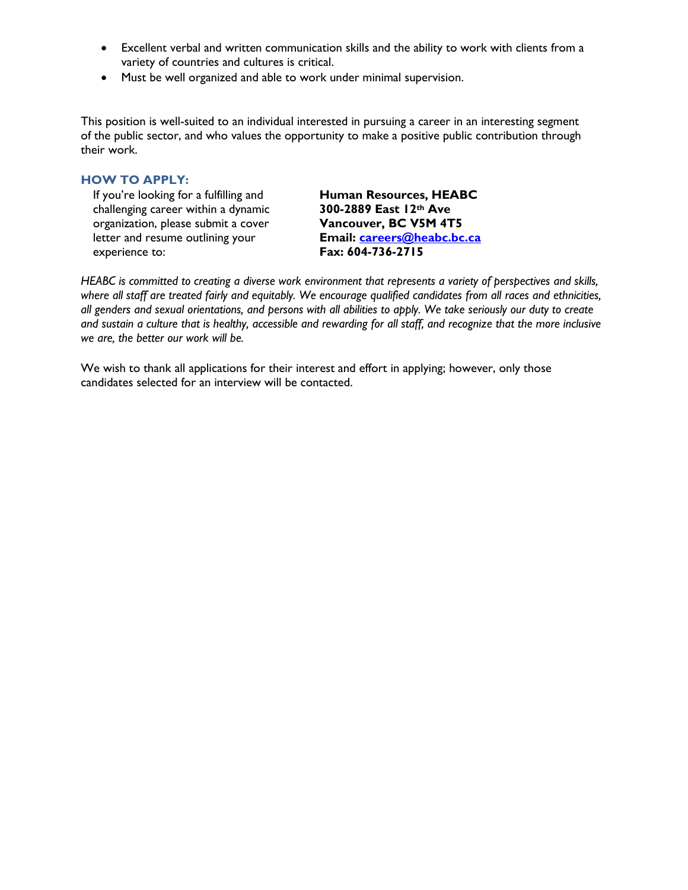- Excellent verbal and written communication skills and the ability to work with clients from a variety of countries and cultures is critical.
- Must be well organized and able to work under minimal supervision.

This position is well-suited to an individual interested in pursuing a career in an interesting segment of the public sector, and who values the opportunity to make a positive public contribution through their work.

### HOW TO APPLY:

If you're looking for a fulfilling and challenging career within a dynamic organization, please submit a cover letter and resume outlining your experience to:

**Human Resources, HEABC**
**300-2889 East 12th Ave**
**Vancouver, BC V5M 4T5**
**Email: careers@heabc.bc.ca**
**Fax: 604-736-2715**

*HEABC is committed to creating a diverse work environment that represents a variety of perspectives and skills, where all staff are treated fairly and equitably. We encourage qualified candidates from all races and ethnicities, all genders and sexual orientations, and persons with all abilities to apply. We take seriously our duty to create and sustain a culture that is healthy, accessible and rewarding for all staff, and recognize that the more inclusive we are, the better our work will be.*

We wish to thank all applications for their interest and effort in applying; however, only those candidates selected for an interview will be contacted.